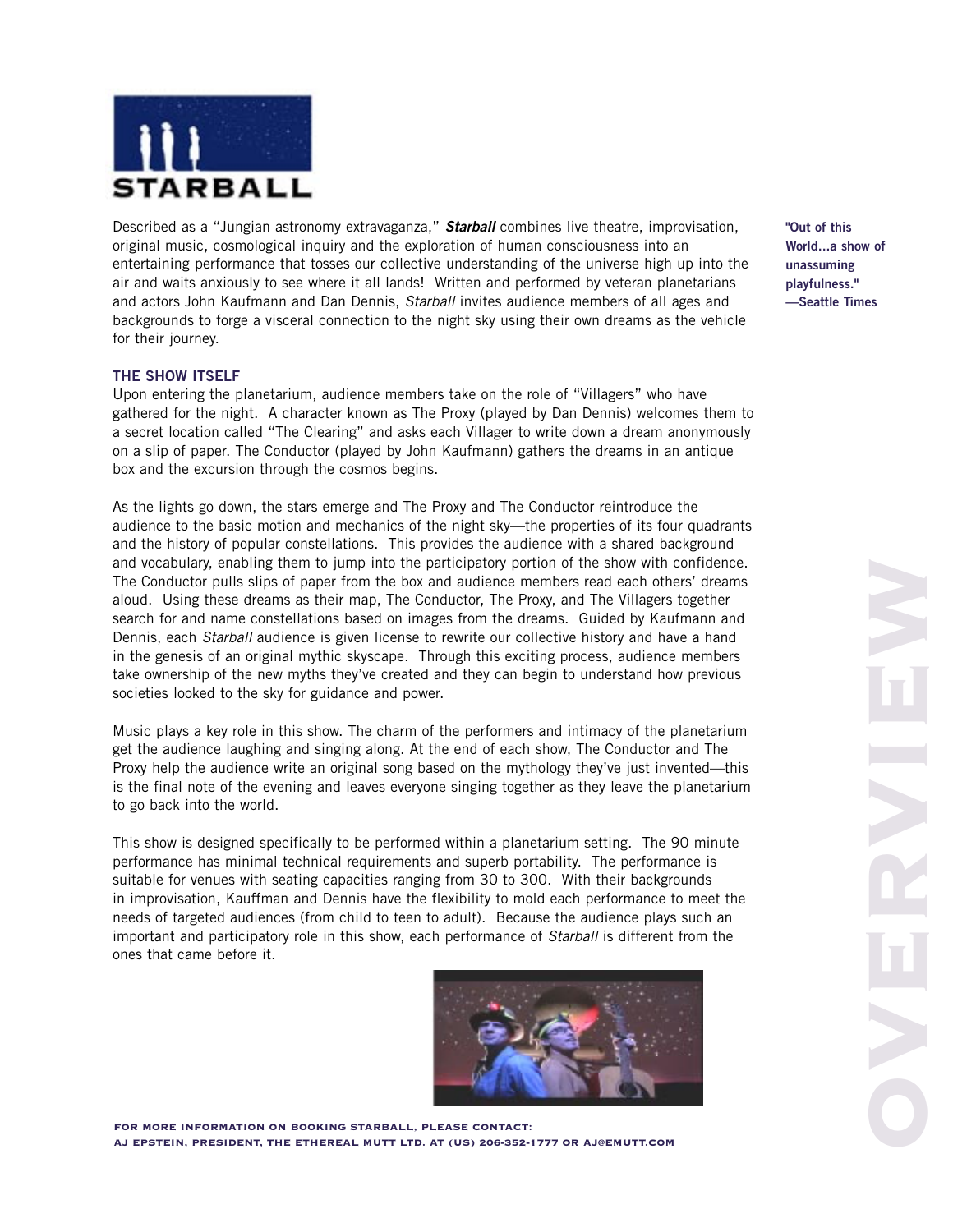# STARBALL

Described as a "Jungian astronomy extravaganza," ***Starball*** combines live theatre, improvisation, original music, cosmological inquiry and the exploration of human consciousness into an entertaining performance that tosses our collective understanding of the universe high up into the air and waits anxiously to see where it all lands! Written and performed by veteran planetarians and actors John Kaufmann and Dan Dennis, *Starball* invites audience members of all ages and backgrounds to forge a visceral connection to the night sky using their own dreams as the vehicle for their journey.

**"Out of this World...a show of unassuming playfulness." —Seattle Times**

## THE SHOW ITSELF

Upon entering the planetarium, audience members take on the role of "Villagers" who have gathered for the night. A character known as The Proxy (played by Dan Dennis) welcomes them to a secret location called "The Clearing" and asks each Villager to write down a dream anonymously on a slip of paper. The Conductor (played by John Kaufmann) gathers the dreams in an antique box and the excursion through the cosmos begins.

As the lights go down, the stars emerge and The Proxy and The Conductor reintroduce the audience to the basic motion and mechanics of the night sky—the properties of its four quadrants and the history of popular constellations. This provides the audience with a shared background and vocabulary, enabling them to jump into the participatory portion of the show with confidence. The Conductor pulls slips of paper from the box and audience members read each others' dreams aloud. Using these dreams as their map, The Conductor, The Proxy, and The Villagers together search for and name constellations based on images from the dreams. Guided by Kaufmann and Dennis, each *Starball* audience is given license to rewrite our collective history and have a hand in the genesis of an original mythic skyscape. Through this exciting process, audience members take ownership of the new myths they've created and they can begin to understand how previous societies looked to the sky for guidance and power.

Music plays a key role in this show. The charm of the performers and intimacy of the planetarium get the audience laughing and singing along. At the end of each show, The Conductor and The Proxy help the audience write an original song based on the mythology they've just invented—this is the final note of the evening and leaves everyone singing together as they leave the planetarium to go back into the world.

This show is designed specifically to be performed within a planetarium setting. The 90 minute performance has minimal technical requirements and superb portability. The performance is suitable for venues with seating capacities ranging from 30 to 300. With their backgrounds in improvisation, Kauffman and Dennis have the flexibility to mold each performance to meet the needs of targeted audiences (from child to teen to adult). Because the audience plays such an important and participatory role in this show, each performance of *Starball* is different from the ones that came before it.

**FOR MORE INFORMATION ON BOOKING STARBALL, PLEASE CONTACT:
AJ EPSTEIN, PRESIDENT, THE ETHEREAL MUTT LTD. AT (US) 206-352-1777 OR AJ@EMUTT.COM**

OVERVIEW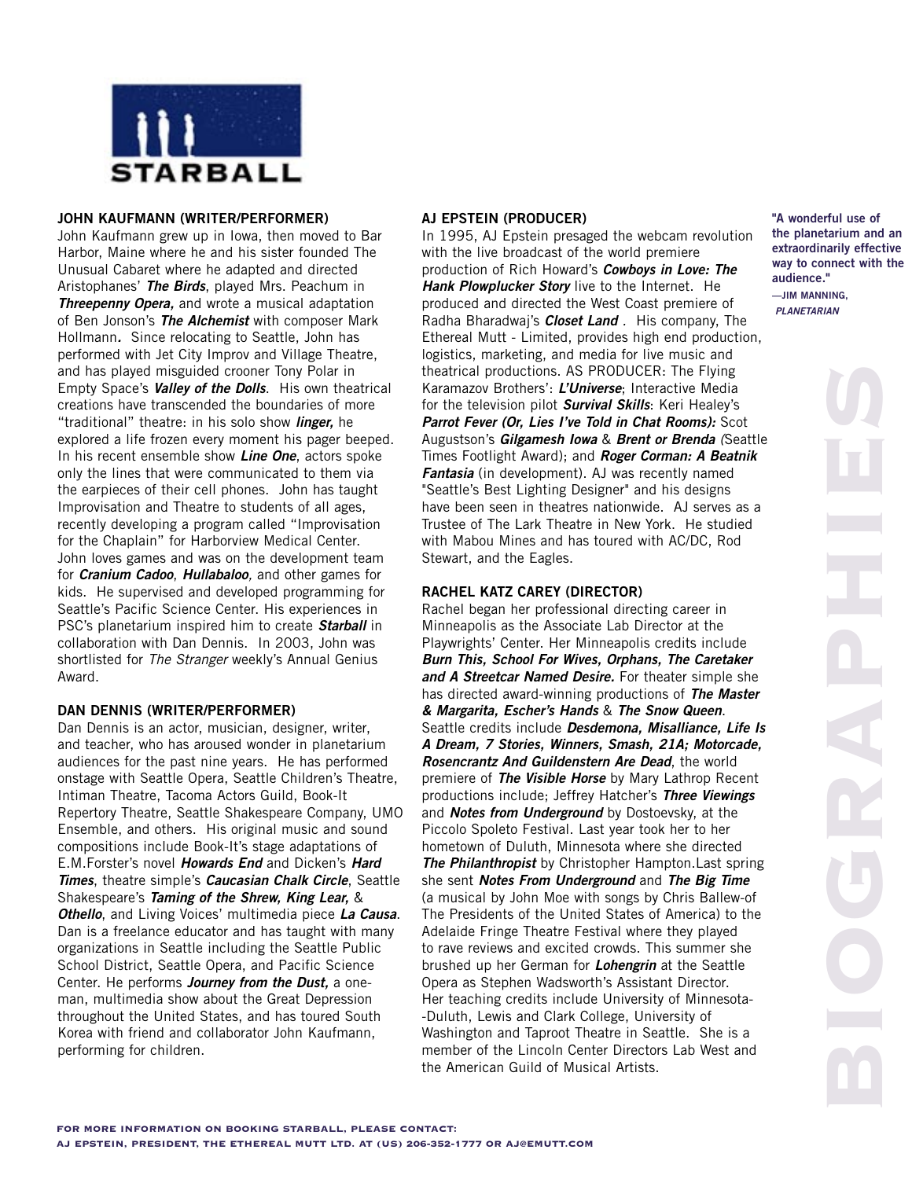# STARBALL

# BIOGRAPHIES

## JOHN KAUFMANN (WRITER/PERFORMER)

John Kaufmann grew up in Iowa, then moved to Bar Harbor, Maine where he and his sister founded The Unusual Cabaret where he adapted and directed Aristophanes' ***The Birds***, played Mrs. Peachum in ***Threepenny Opera,*** and wrote a musical adaptation of Ben Jonson's ***The Alchemist*** with composer Mark Hollmann. Since relocating to Seattle, John has performed with Jet City Improv and Village Theatre, and has played misguided crooner Tony Polar in Empty Space's ***Valley of the Dolls***. His own theatrical creations have transcended the boundaries of more "traditional" theatre: in his solo show ***linger,*** he explored a life frozen every moment his pager beeped. In his recent ensemble show ***Line One***, actors spoke only the lines that were communicated to them via the earpieces of their cell phones. John has taught Improvisation and Theatre to students of all ages, recently developing a program called "Improvisation for the Chaplain" for Harborview Medical Center. John loves games and was on the development team for ***Cranium Cadoo***, ***Hullabaloo,*** and other games for kids. He supervised and developed programming for Seattle's Pacific Science Center. His experiences in PSC's planetarium inspired him to create ***Starball*** in collaboration with Dan Dennis. In 2003, John was shortlisted for *The Stranger* weekly's Annual Genius Award.

## DAN DENNIS (WRITER/PERFORMER)

Dan Dennis is an actor, musician, designer, writer, and teacher, who has aroused wonder in planetarium audiences for the past nine years. He has performed onstage with Seattle Opera, Seattle Children's Theatre, Intiman Theatre, Tacoma Actors Guild, Book-It Repertory Theatre, Seattle Shakespeare Company, UMO Ensemble, and others. His original music and sound compositions include Book-It's stage adaptations of E.M.Forster's novel ***Howards End*** and Dicken's ***Hard Times***, theatre simple's ***Caucasian Chalk Circle***, Seattle Shakespeare's ***Taming of the Shrew, King Lear,*** & ***Othello***, and Living Voices' multimedia piece ***La Causa***. Dan is a freelance educator and has taught with many organizations in Seattle including the Seattle Public School District, Seattle Opera, and Pacific Science Center. He performs ***Journey from the Dust,*** a one-man, multimedia show about the Great Depression throughout the United States, and has toured South Korea with friend and collaborator John Kaufmann, performing for children.

## AJ EPSTEIN (PRODUCER)

In 1995, AJ Epstein presaged the webcam revolution with the live broadcast of the world premiere production of Rich Howard's ***Cowboys in Love: The Hank Plowplucker Story*** live to the Internet. He produced and directed the West Coast premiere of Radha Bharadwaj's ***Closet Land*** . His company, The Ethereal Mutt - Limited, provides high end production, logistics, marketing, and media for live music and theatrical productions. AS PRODUCER: The Flying Karamazov Brothers': ***L'Universe***; Interactive Media for the television pilot ***Survival Skills***: Keri Healey's ***Parrot Fever (Or, Lies I've Told in Chat Rooms):*** Scot Augustson's ***Gilgamesh Iowa*** & ***Brent or Brenda*** *(*Seattle Times Footlight Award); and ***Roger Corman: A Beatnik Fantasia*** (in development). AJ was recently named "Seattle's Best Lighting Designer" and his designs have been seen in theatres nationwide. AJ serves as a Trustee of The Lark Theatre in New York. He studied with Mabou Mines and has toured with AC/DC, Rod Stewart, and the Eagles.

## RACHEL KATZ CAREY (DIRECTOR)

Rachel began her professional directing career in Minneapolis as the Associate Lab Director at the Playwrights' Center. Her Minneapolis credits include ***Burn This, School For Wives, Orphans, The Caretaker and A Streetcar Named Desire.*** For theater simple she has directed award-winning productions of ***The Master & Margarita, Escher's Hands*** & ***The Snow Queen***. Seattle credits include ***Desdemona, Misalliance, Life Is A Dream, 7 Stories, Winners, Smash, 21A; Motorcade, Rosencrantz And Guildenstern Are Dead***, the world premiere of ***The Visible Horse*** by Mary Lathrop Recent productions include; Jeffrey Hatcher's ***Three Viewings*** and ***Notes from Underground*** by Dostoevsky, at the Piccolo Spoleto Festival. Last year took her to her hometown of Duluth, Minnesota where she directed ***The Philanthropist*** by Christopher Hampton.Last spring she sent ***Notes From Underground*** and ***The Big Time*** (a musical by John Moe with songs by Chris Ballew-of The Presidents of the United States of America) to the Adelaide Fringe Theatre Festival where they played to rave reviews and excited crowds. This summer she brushed up her German for ***Lohengrin*** at the Seattle Opera as Stephen Wadsworth's Assistant Director. Her teaching credits include University of Minnesota--Duluth, Lewis and Clark College, University of Washington and Taproot Theatre in Seattle. She is a member of the Lincoln Center Directors Lab West and the American Guild of Musical Artists.

**"A wonderful use of the planetarium and an extraordinarily effective way to connect with the audience."**
—JIM MANNING, *PLANETARIAN*

**FOR MORE INFORMATION ON BOOKING STARBALL, PLEASE CONTACT:**
**AJ EPSTEIN, PRESIDENT, THE ETHEREAL MUTT LTD. AT (US) 206-352-1777 OR AJ@EMUTT.COM**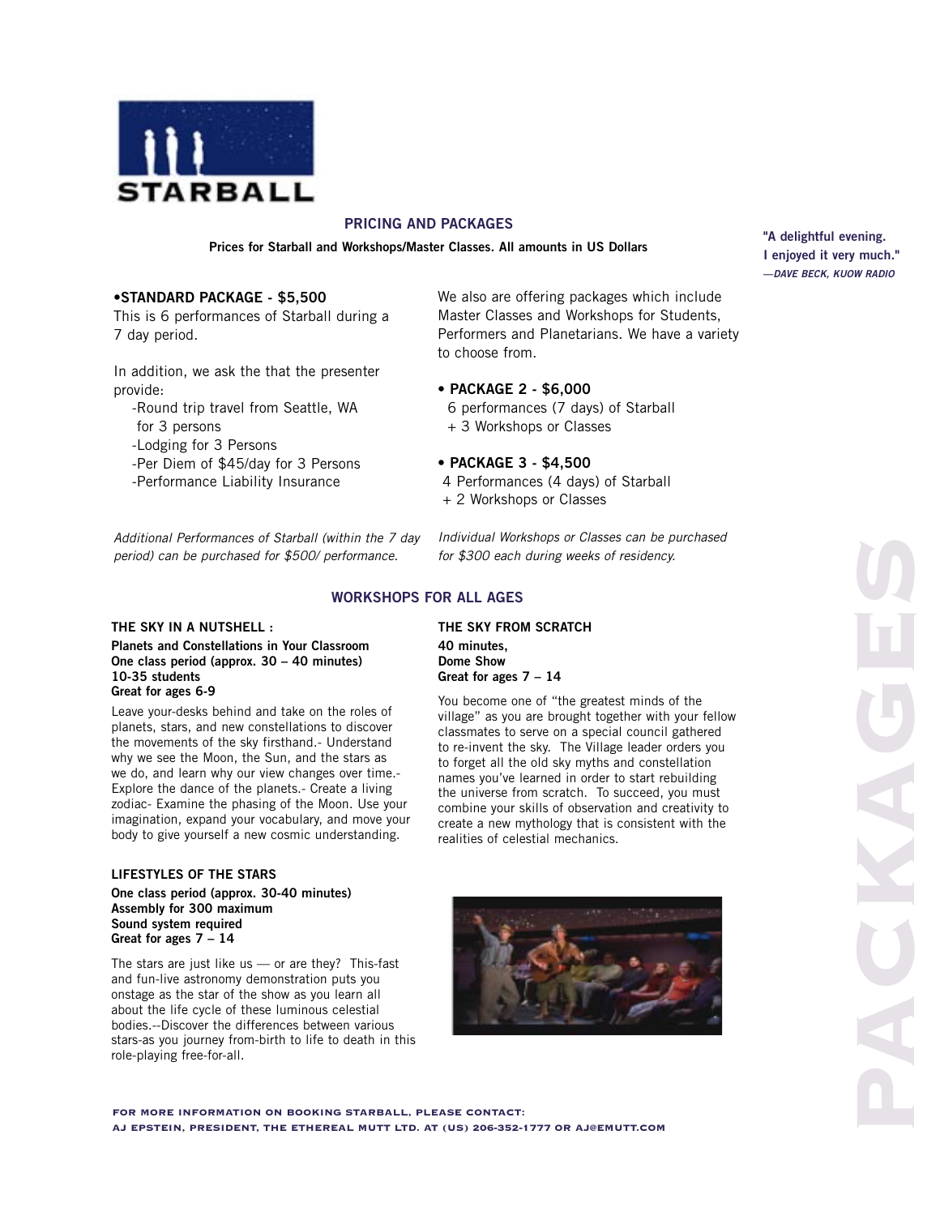STARBALL

## PRICING AND PACKAGES

**Prices for Starball and Workshops/Master Classes. All amounts in US Dollars**

**"A delightful evening. I enjoyed it very much."**
***—DAVE BECK, KUOW RADIO***

**•STANDARD PACKAGE - $5,500**
This is 6 performances of Starball during a 7 day period.

In addition, we ask the that the presenter provide:

- -Round trip travel from Seattle, WA for 3 persons
- -Lodging for 3 Persons
- -Per Diem of $45/day for 3 Persons
- -Performance Liability Insurance

*Additional Performances of Starball (within the 7 day period) can be purchased for $500/ performance.*

We also are offering packages which include Master Classes and Workshops for Students, Performers and Planetarians. We have a variety to choose from.

**• PACKAGE 2 - $6,000**
6 performances (7 days) of Starball
+ 3 Workshops or Classes

**• PACKAGE 3 - $4,500**
4 Performances (4 days) of Starball
+ 2 Workshops or Classes

*Individual Workshops or Classes can be purchased for $300 each during weeks of residency.*

## WORKSHOPS FOR ALL AGES

### THE SKY IN A NUTSHELL :

**Planets and Constellations in Your Classroom**
**One class period (approx. 30 – 40 minutes)**
**10-35 students**
**Great for ages 6-9**

Leave your-desks behind and take on the roles of planets, stars, and new constellations to discover the movements of the sky firsthand.- Understand why we see the Moon, the Sun, and the stars as we do, and learn why our view changes over time.- Explore the dance of the planets.- Create a living zodiac- Examine the phasing of the Moon. Use your imagination, expand your vocabulary, and move your body to give yourself a new cosmic understanding.

### LIFESTYLES OF THE STARS

**One class period (approx. 30-40 minutes)**
**Assembly for 300 maximum**
**Sound system required**
**Great for ages 7 – 14**

The stars are just like us — or are they? This-fast and fun-live astronomy demonstration puts you onstage as the star of the show as you learn all about the life cycle of these luminous celestial bodies.--Discover the differences between various stars-as you journey from-birth to life to death in this role-playing free-for-all.

### THE SKY FROM SCRATCH

**40 minutes,**
**Dome Show**
**Great for ages 7 – 14**

You become one of "the greatest minds of the village" as you are brought together with your fellow classmates to serve on a special council gathered to re-invent the sky. The Village leader orders you to forget all the old sky myths and constellation names you've learned in order to start rebuilding the universe from scratch. To succeed, you must combine your skills of observation and creativity to create a new mythology that is consistent with the realities of celestial mechanics.

**FOR MORE INFORMATION ON BOOKING STARBALL, PLEASE CONTACT:**
**AJ EPSTEIN, PRESIDENT, THE ETHEREAL MUTT LTD. AT (US) 206-352-1777 OR AJ@EMUTT.COM**

PACKAGES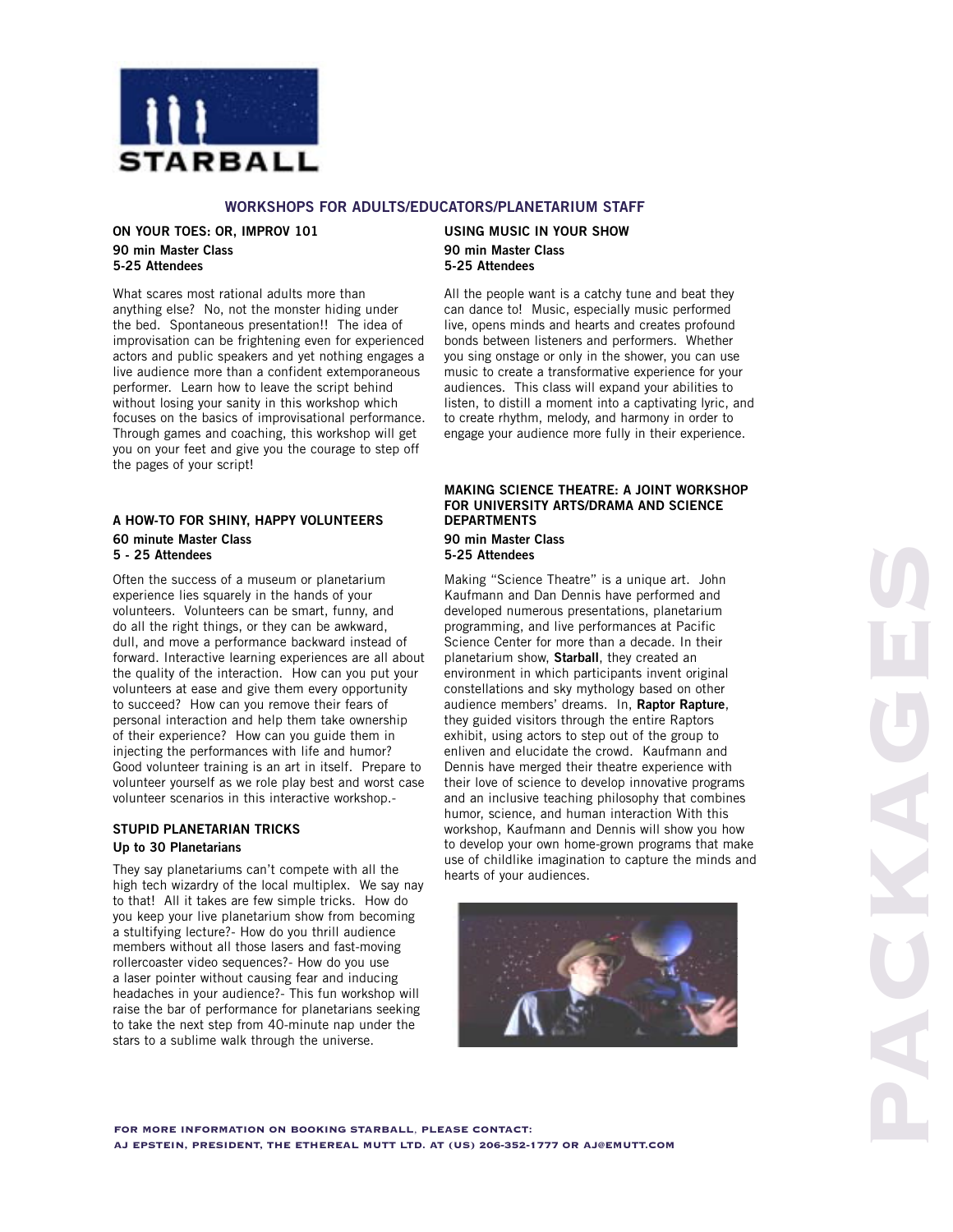STARBALL

## WORKSHOPS FOR ADULTS/EDUCATORS/PLANETARIUM STAFF

### ON YOUR TOES: OR, IMPROV 101

**90 min Master Class**
**5-25 Attendees**

What scares most rational adults more than anything else? No, not the monster hiding under the bed. Spontaneous presentation!! The idea of improvisation can be frightening even for experienced actors and public speakers and yet nothing engages a live audience more than a confident extemporaneous performer. Learn how to leave the script behind without losing your sanity in this workshop which focuses on the basics of improvisational performance. Through games and coaching, this workshop will get you on your feet and give you the courage to step off the pages of your script!

### A HOW-TO FOR SHINY, HAPPY VOLUNTEERS

**60 minute Master Class**
**5 - 25 Attendees**

Often the success of a museum or planetarium experience lies squarely in the hands of your volunteers. Volunteers can be smart, funny, and do all the right things, or they can be awkward, dull, and move a performance backward instead of forward. Interactive learning experiences are all about the quality of the interaction. How can you put your volunteers at ease and give them every opportunity to succeed? How can you remove their fears of personal interaction and help them take ownership of their experience? How can you guide them in injecting the performances with life and humor? Good volunteer training is an art in itself. Prepare to volunteer yourself as we role play best and worst case volunteer scenarios in this interactive workshop.-

### STUPID PLANETARIAN TRICKS

**Up to 30 Planetarians**

They say planetariums can't compete with all the high tech wizardry of the local multiplex. We say nay to that! All it takes are few simple tricks. How do you keep your live planetarium show from becoming a stultifying lecture?- How do you thrill audience members without all those lasers and fast-moving rollercoaster video sequences?- How do you use a laser pointer without causing fear and inducing headaches in your audience?- This fun workshop will raise the bar of performance for planetarians seeking to take the next step from 40-minute nap under the stars to a sublime walk through the universe.

### USING MUSIC IN YOUR SHOW

**90 min Master Class**
**5-25 Attendees**

All the people want is a catchy tune and beat they can dance to! Music, especially music performed live, opens minds and hearts and creates profound bonds between listeners and performers. Whether you sing onstage or only in the shower, you can use music to create a transformative experience for your audiences. This class will expand your abilities to listen, to distill a moment into a captivating lyric, and to create rhythm, melody, and harmony in order to engage your audience more fully in their experience.

### MAKING SCIENCE THEATRE: A JOINT WORKSHOP FOR UNIVERSITY ARTS/DRAMA AND SCIENCE DEPARTMENTS

**90 min Master Class**
**5-25 Attendees**

Making "Science Theatre" is a unique art. John Kaufmann and Dan Dennis have performed and developed numerous presentations, planetarium programming, and live performances at Pacific Science Center for more than a decade. In their planetarium show, **Starball**, they created an environment in which participants invent original constellations and sky mythology based on other audience members' dreams. In, **Raptor Rapture**, they guided visitors through the entire Raptors exhibit, using actors to step out of the group to enliven and elucidate the crowd. Kaufmann and Dennis have merged their theatre experience with their love of science to develop innovative programs and an inclusive teaching philosophy that combines humor, science, and human interaction With this workshop, Kaufmann and Dennis will show you how to develop your own home-grown programs that make use of childlike imagination to capture the minds and hearts of your audiences.

**FOR MORE INFORMATION ON BOOKING STARBALL, PLEASE CONTACT:**
**AJ EPSTEIN, PRESIDENT, THE ETHEREAL MUTT LTD. AT (US) 206-352-1777 OR AJ@EMUTT.COM**

PACKAGES